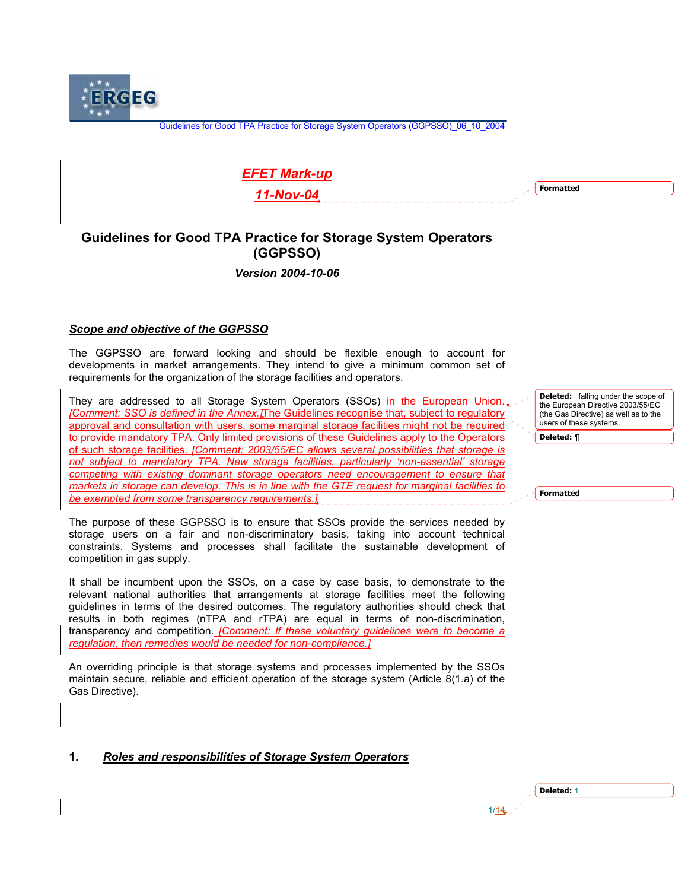*EFET Mark-up*

*11-Nov-04*

# Guidelines for Good TPA Practice for Storage System Operators (GGPSSO)

***Version 2004-10-06***

## *Scope and objective of the GGPSSO*

The GGPSSO are forward looking and should be flexible enough to account for developments in market arrangements. They intend to give a minimum common set of requirements for the organization of the storage facilities and operators.

They are addressed to all Storage System Operators (SSOs) in the European Union. *[Comment: SSO is defined in the Annex.]* The Guidelines recognise that, subject to regulatory approval and consultation with users, some marginal storage facilities might not be required to provide mandatory TPA. Only limited provisions of these Guidelines apply to the Operators of such storage facilities. *[Comment: 2003/55/EC allows several possibilities that storage is not subject to mandatory TPA. New storage facilities, particularly 'non-essential' storage competing with existing dominant storage operators need encouragement to ensure that markets in storage can develop. This is in line with the GTE request for marginal facilities to be exempted from some transparency requirements.]*

The purpose of these GGPSSO is to ensure that SSOs provide the services needed by storage users on a fair and non-discriminatory basis, taking into account technical constraints. Systems and processes shall facilitate the sustainable development of competition in gas supply.

It shall be incumbent upon the SSOs, on a case by case basis, to demonstrate to the relevant national authorities that arrangements at storage facilities meet the following guidelines in terms of the desired outcomes. The regulatory authorities should check that results in both regimes (nTPA and rTPA) are equal in terms of non-discrimination, transparency and competition. *[Comment: If these voluntary guidelines were to become a regulation, then remedies would be needed for non-compliance.]*

An overriding principle is that storage systems and processes implemented by the SSOs maintain secure, reliable and efficient operation of the storage system (Article 8(1.a) of the Gas Directive).

## 1. *Roles and responsibilities of Storage System Operators*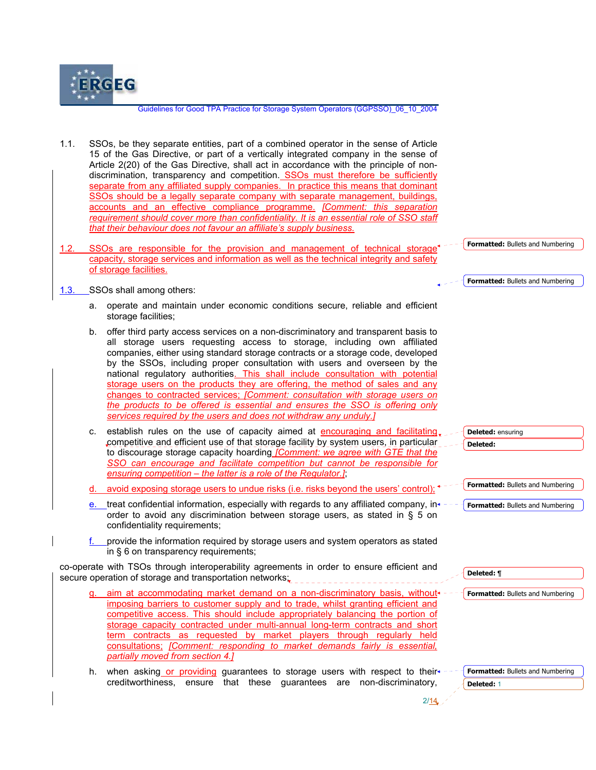1.1. SSOs, be they separate entities, part of a combined operator in the sense of Article 15 of the Gas Directive, or part of a vertically integrated company in the sense of Article 2(20) of the Gas Directive, shall act in accordance with the principle of non-discrimination, transparency and competition. SSOs must therefore be sufficiently separate from any affiliated supply companies. In practice this means that dominant SSOs should be a legally separate company with separate management, buildings, accounts and an effective compliance programme. *[Comment: this separation requirement should cover more than confidentiality. It is an essential role of SSO staff that their behaviour does not favour an affiliate's supply business.*

1.2. SSOs are responsible for the provision and management of technical storage capacity, storage services and information as well as the technical integrity and safety of storage facilities.

1.3. SSOs shall among others:

a. operate and maintain under economic conditions secure, reliable and efficient storage facilities;

b. offer third party access services on a non-discriminatory and transparent basis to all storage users requesting access to storage, including own affiliated companies, either using standard storage contracts or a storage code, developed by the SSOs, including proper consultation with users and overseen by the national regulatory authorities. This shall include consultation with potential storage users on the products they are offering, the method of sales and any changes to contracted services; *[Comment: consultation with storage users on the products to be offered is essential and ensures the SSO is offering only services required by the users and does not withdraw any unduly.]*

c. establish rules on the use of capacity aimed at encouraging and facilitating competitive and efficient use of that storage facility by system users, in particular to discourage storage capacity hoarding *[Comment: we agree with GTE that the SSO can encourage and facilitate competition but cannot be responsible for ensuring competition – the latter is a role of the Regulator.]*;

d. avoid exposing storage users to undue risks (i.e. risks beyond the users' control);

e. treat confidential information, especially with regards to any affiliated company, in order to avoid any discrimination between storage users, as stated in § 5 on confidentiality requirements;

f. provide the information required by storage users and system operators as stated in § 6 on transparency requirements;

co-operate with TSOs through interoperability agreements in order to ensure efficient and secure operation of storage and transportation networks;

g. aim at accommodating market demand on a non-discriminatory basis, without imposing barriers to customer supply and to trade, whilst granting efficient and competitive access. This should include appropriately balancing the portion of storage capacity contracted under multi-annual long-term contracts and short term contracts as requested by market players through regularly held consultations; *[Comment: responding to market demands fairly is essential, partially moved from section 4.]*

h. when asking or providing guarantees to storage users with respect to their creditworthiness, ensure that these guarantees are non-discriminatory,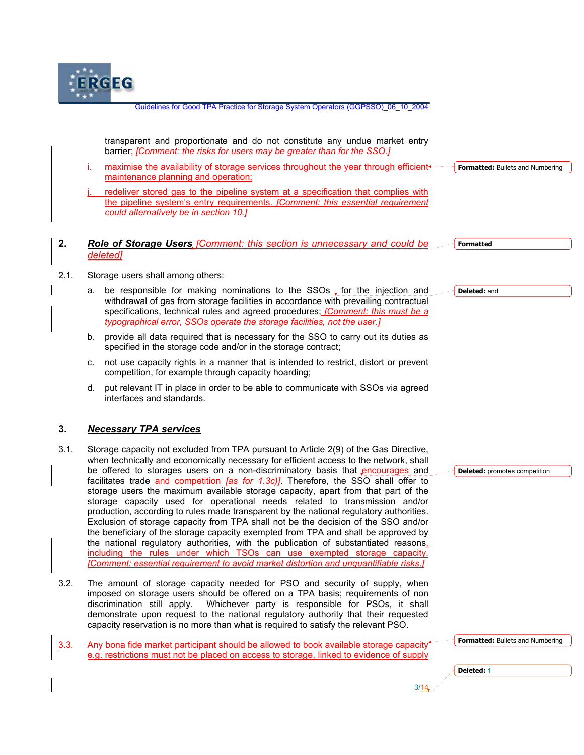transparent and proportionate and do not constitute any undue market entry barrier; [Comment: the risks for users may be greater than for the SSO.]

i. maximise the availability of storage services throughout the year through efficient maintenance planning and operation;

j. redeliver stored gas to the pipeline system at a specification that complies with the pipeline system's entry requirements. [Comment: this essential requirement could alternatively be in section 10.]

## 2. *Role of Storage Users* [Comment: this section is unnecessary and could be deleted]

2.1. Storage users shall among others:

a. be responsible for making nominations to the SSOs , for the injection and withdrawal of gas from storage facilities in accordance with prevailing contractual specifications, technical rules and agreed procedures; [Comment: this must be a typographical error, SSOs operate the storage facilities, not the user.]

b. provide all data required that is necessary for the SSO to carry out its duties as specified in the storage code and/or in the storage contract;

c. not use capacity rights in a manner that is intended to restrict, distort or prevent competition, for example through capacity hoarding;

d. put relevant IT in place in order to be able to communicate with SSOs via agreed interfaces and standards.

## 3. *Necessary TPA services*

3.1. Storage capacity not excluded from TPA pursuant to Article 2(9) of the Gas Directive, when technically and economically necessary for efficient access to the network, shall be offered to storages users on a non-discriminatory basis that encourages and facilitates trade and competition [as for 1.3c)]. Therefore, the SSO shall offer to storage users the maximum available storage capacity, apart from that part of the storage capacity used for operational needs related to transmission and/or production, according to rules made transparent by the national regulatory authorities. Exclusion of storage capacity from TPA shall not be the decision of the SSO and/or the beneficiary of the storage capacity exempted from TPA and shall be approved by the national regulatory authorities, with the publication of substantiated reasons, including the rules under which TSOs can use exempted storage capacity. [Comment: essential requirement to avoid market distortion and unquantifiable risks.]

3.2. The amount of storage capacity needed for PSO and security of supply, when imposed on storage users should be offered on a TPA basis; requirements of non discrimination still apply. Whichever party is responsible for PSOs, it shall demonstrate upon request to the national regulatory authority that their requested capacity reservation is no more than what is required to satisfy the relevant PSO.

3.3. Any bona fide market participant should be allowed to book available storage capacity e.g. restrictions must not be placed on access to storage, linked to evidence of supply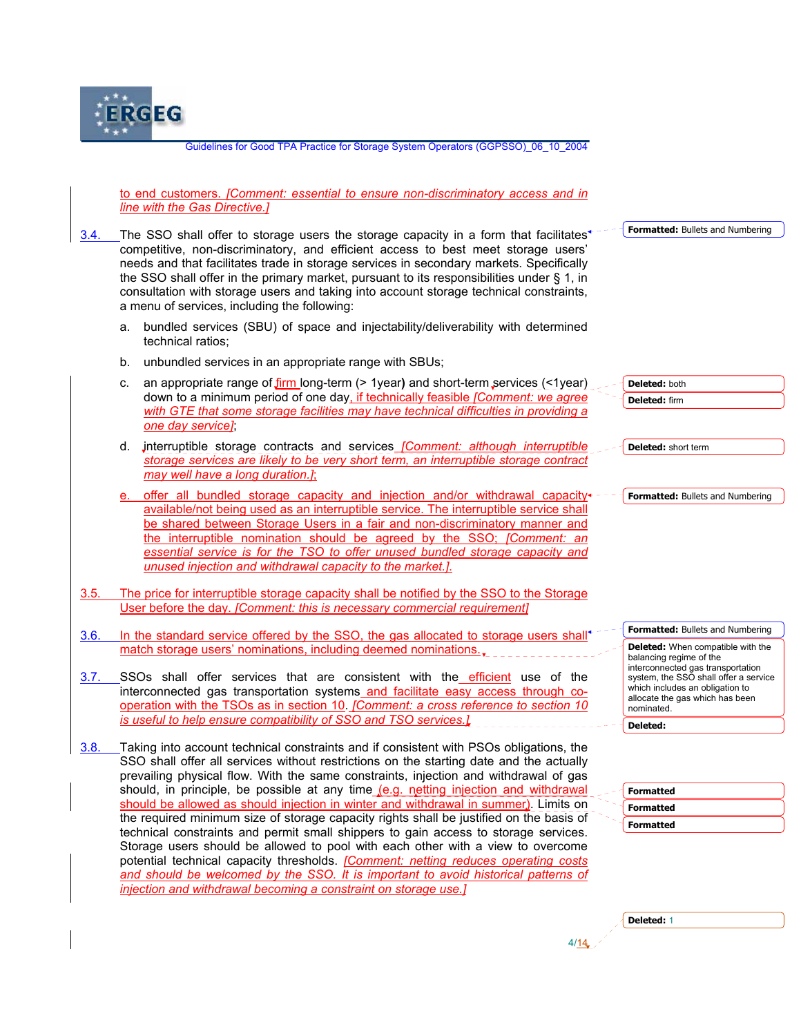to end customers. [Comment: essential to ensure non-discriminatory access and in line with the Gas Directive.]

3.4. The SSO shall offer to storage users the storage capacity in a form that facilitates competitive, non-discriminatory, and efficient access to best meet storage users' needs and that facilitates trade in storage services in secondary markets. Specifically the SSO shall offer in the primary market, pursuant to its responsibilities under § 1, in consultation with storage users and taking into account storage technical constraints, a menu of services, including the following:

a. bundled services (SBU) of space and injectability/deliverability with determined technical ratios;

b. unbundled services in an appropriate range with SBUs;

c. an appropriate range of firm long-term (> 1year) and short-term services (<1year) down to a minimum period of one day, if technically feasible [Comment: we agree with GTE that some storage facilities may have technical difficulties in providing a one day service];

d. interruptible storage contracts and services [Comment: although interruptible storage services are likely to be very short term, an interruptible storage contract may well have a long duration.];

e. offer all bundled storage capacity and injection and/or withdrawal capacity available/not being used as an interruptible service. The interruptible service shall be shared between Storage Users in a fair and non-discriminatory manner and the interruptible nomination should be agreed by the SSO; [Comment: an essential service is for the TSO to offer unused bundled storage capacity and unused injection and withdrawal capacity to the market.].

3.5. The price for interruptible storage capacity shall be notified by the SSO to the Storage User before the day. [Comment: this is necessary commercial requirement]

3.6. In the standard service offered by the SSO, the gas allocated to storage users shall match storage users' nominations, including deemed nominations.

3.7. SSOs shall offer services that are consistent with the efficient use of the interconnected gas transportation systems and facilitate easy access through co-operation with the TSOs as in section 10. [Comment: a cross reference to section 10 is useful to help ensure compatibility of SSO and TSO services.]

3.8. Taking into account technical constraints and if consistent with PSOs obligations, the SSO shall offer all services without restrictions on the starting date and the actually prevailing physical flow. With the same constraints, injection and withdrawal of gas should, in principle, be possible at any time (e.g. netting injection and withdrawal should be allowed as should injection in winter and withdrawal in summer). Limits on the required minimum size of storage capacity rights shall be justified on the basis of technical constraints and permit small shippers to gain access to storage services. Storage users should be allowed to pool with each other with a view to overcome potential technical capacity thresholds. [Comment: netting reduces operating costs and should be welcomed by the SSO. It is important to avoid historical patterns of injection and withdrawal becoming a constraint on storage use.]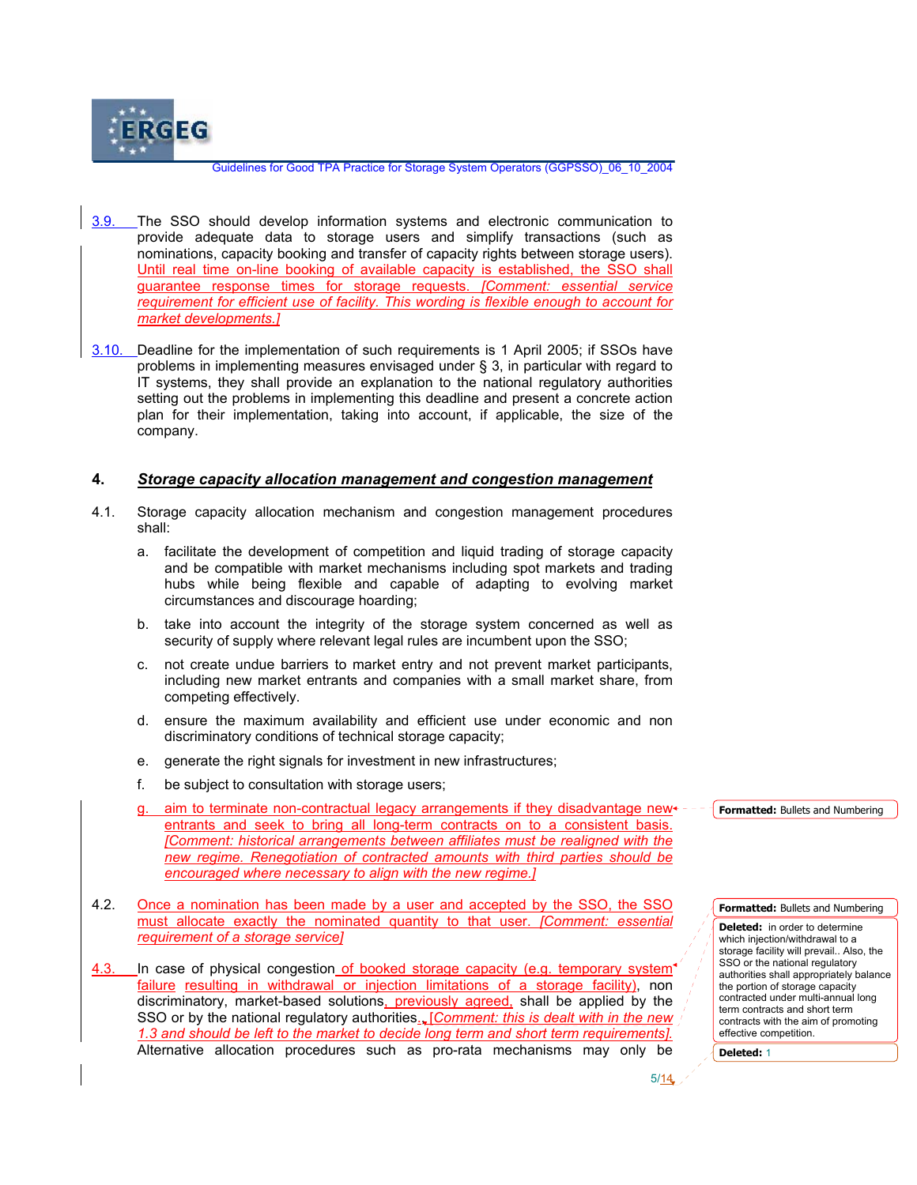3.9. The SSO should develop information systems and electronic communication to provide adequate data to storage users and simplify transactions (such as nominations, capacity booking and transfer of capacity rights between storage users). Until real time on-line booking of available capacity is established, the SSO shall guarantee response times for storage requests. *[Comment: essential service requirement for efficient use of facility. This wording is flexible enough to account for market developments.]*

3.10. Deadline for the implementation of such requirements is 1 April 2005; if SSOs have problems in implementing measures envisaged under § 3, in particular with regard to IT systems, they shall provide an explanation to the national regulatory authorities setting out the problems in implementing this deadline and present a concrete action plan for their implementation, taking into account, if applicable, the size of the company.

## 4. *Storage capacity allocation management and congestion management*

4.1. Storage capacity allocation mechanism and congestion management procedures shall:

a. facilitate the development of competition and liquid trading of storage capacity and be compatible with market mechanisms including spot markets and trading hubs while being flexible and capable of adapting to evolving market circumstances and discourage hoarding;

b. take into account the integrity of the storage system concerned as well as security of supply where relevant legal rules are incumbent upon the SSO;

c. not create undue barriers to market entry and not prevent market participants, including new market entrants and companies with a small market share, from competing effectively.

d. ensure the maximum availability and efficient use under economic and non discriminatory conditions of technical storage capacity;

e. generate the right signals for investment in new infrastructures;

f. be subject to consultation with storage users;

g. aim to terminate non-contractual legacy arrangements if they disadvantage new entrants and seek to bring all long-term contracts on to a consistent basis. *[Comment: historical arrangements between affiliates must be realigned with the new regime. Renegotiation of contracted amounts with third parties should be encouraged where necessary to align with the new regime.]*

4.2. Once a nomination has been made by a user and accepted by the SSO, the SSO must allocate exactly the nominated quantity to that user. *[Comment: essential requirement of a storage service]*

4.3. In case of physical congestion of booked storage capacity (e.g. temporary system failure resulting in withdrawal or injection limitations of a storage facility), non discriminatory, market-based solutions, previously agreed, shall be applied by the SSO or by the national regulatory authorities. *[Comment: this is dealt with in the new 1.3 and should be left to the market to decide long term and short term requirements].* Alternative allocation procedures such as pro-rata mechanisms may only be

Formatted: Bullets and Numbering

Formatted: Bullets and Numbering

Deleted: in order to determine which injection/withdrawal to a storage facility will prevail.. Also, the SSO or the national regulatory authorities shall appropriately balance the portion of storage capacity contracted under multi-annual long term contracts and short term contracts with the aim of promoting effective competition.

Deleted: 1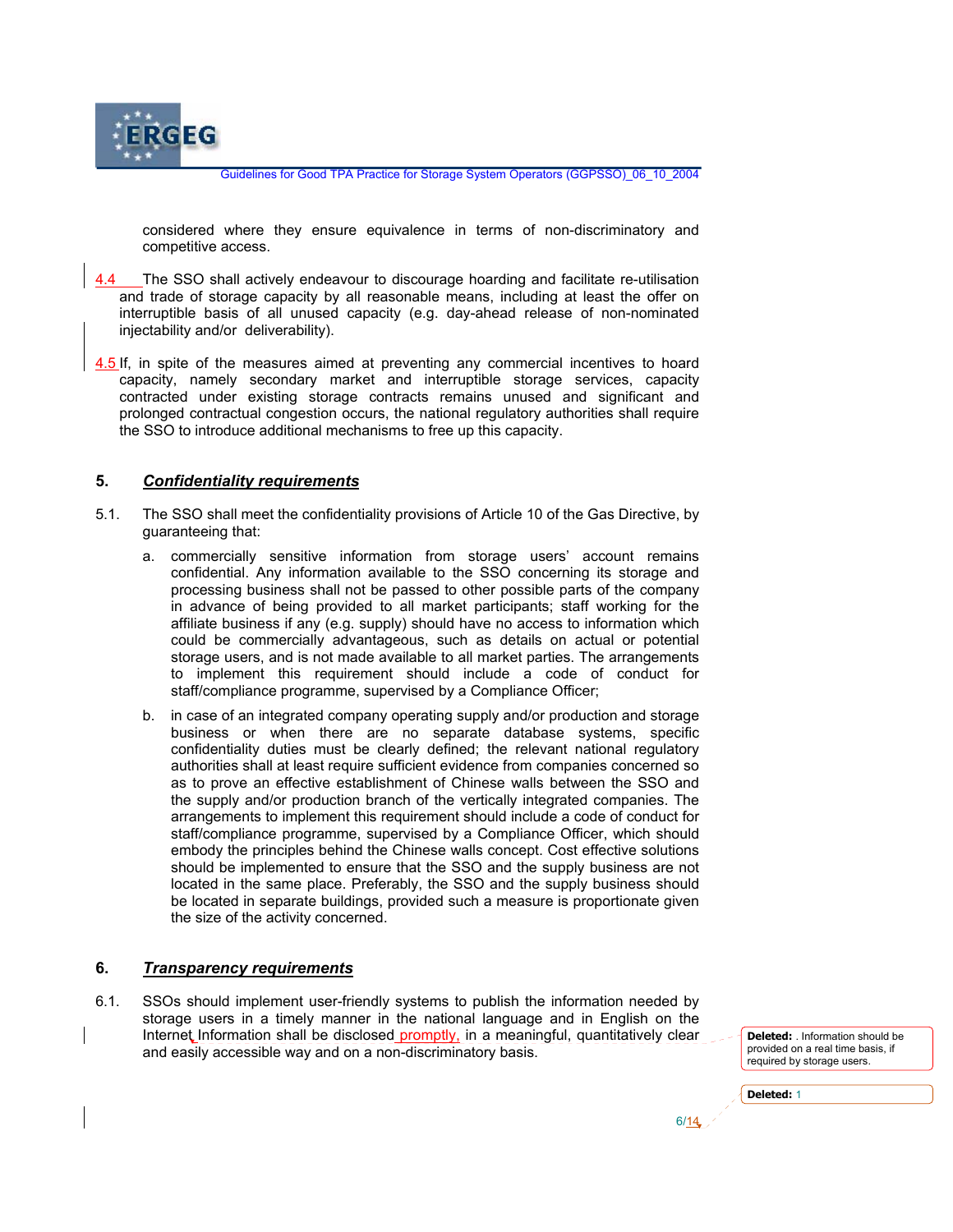considered where they ensure equivalence in terms of non-discriminatory and competitive access.

4.4 The SSO shall actively endeavour to discourage hoarding and facilitate re-utilisation and trade of storage capacity by all reasonable means, including at least the offer on interruptible basis of all unused capacity (e.g. day-ahead release of non-nominated injectability and/or deliverability).

4.5 If, in spite of the measures aimed at preventing any commercial incentives to hoard capacity, namely secondary market and interruptible storage services, capacity contracted under existing storage contracts remains unused and significant and prolonged contractual congestion occurs, the national regulatory authorities shall require the SSO to introduce additional mechanisms to free up this capacity.

## 5. *Confidentiality requirements*

5.1. The SSO shall meet the confidentiality provisions of Article 10 of the Gas Directive, by guaranteeing that:

a. commercially sensitive information from storage users' account remains confidential. Any information available to the SSO concerning its storage and processing business shall not be passed to other possible parts of the company in advance of being provided to all market participants; staff working for the affiliate business if any (e.g. supply) should have no access to information which could be commercially advantageous, such as details on actual or potential storage users, and is not made available to all market parties. The arrangements to implement this requirement should include a code of conduct for staff/compliance programme, supervised by a Compliance Officer;

b. in case of an integrated company operating supply and/or production and storage business or when there are no separate database systems, specific confidentiality duties must be clearly defined; the relevant national regulatory authorities shall at least require sufficient evidence from companies concerned so as to prove an effective establishment of Chinese walls between the SSO and the supply and/or production branch of the vertically integrated companies. The arrangements to implement this requirement should include a code of conduct for staff/compliance programme, supervised by a Compliance Officer, which should embody the principles behind the Chinese walls concept. Cost effective solutions should be implemented to ensure that the SSO and the supply business are not located in the same place. Preferably, the SSO and the supply business should be located in separate buildings, provided such a measure is proportionate given the size of the activity concerned.

## 6. *Transparency requirements*

6.1. SSOs should implement user-friendly systems to publish the information needed by storage users in a timely manner in the national language and in English on the Internet. Information shall be disclosed promptly, in a meaningful, quantitatively clear and easily accessible way and on a non-discriminatory basis.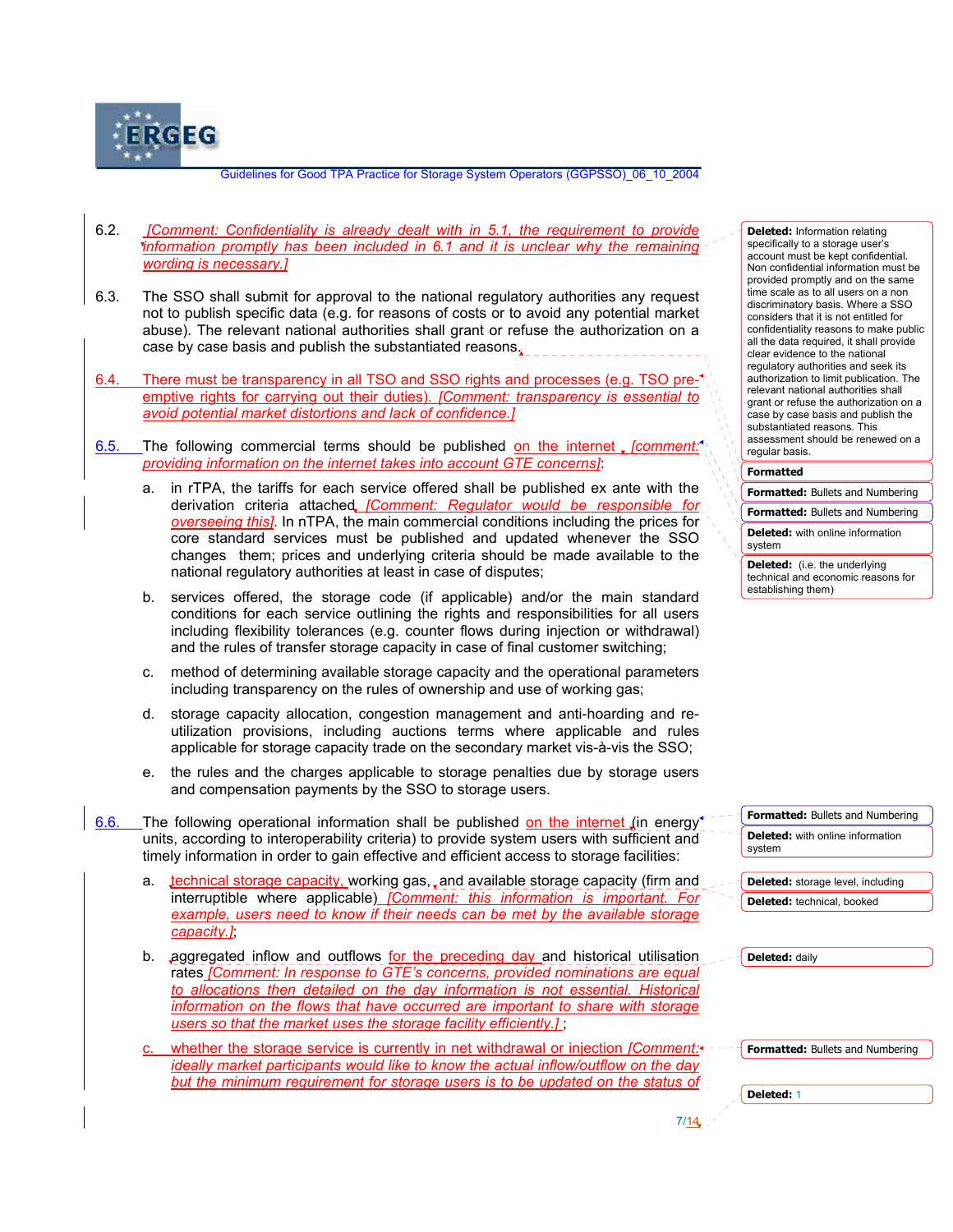6.2. [Comment: Confidentiality is already dealt with in 5.1, the requirement to provide information promptly has been included in 6.1 and it is unclear why the remaining wording is necessary.]

6.3. The SSO shall submit for approval to the national regulatory authorities any request not to publish specific data (e.g. for reasons of costs or to avoid any potential market abuse). The relevant national authorities shall grant or refuse the authorization on a case by case basis and publish the substantiated reasons.

6.4. There must be transparency in all TSO and SSO rights and processes (e.g. TSO pre-emptive rights for carrying out their duties). [Comment: transparency is essential to avoid potential market distortions and lack of confidence.]

6.5. The following commercial terms should be published on the internet [comment: providing information on the internet takes into account GTE concerns]:

a. in rTPA, the tariffs for each service offered shall be published ex ante with the derivation criteria attached [Comment: Regulator would be responsible for overseeing this]. In nTPA, the main commercial conditions including the prices for core standard services must be published and updated whenever the SSO changes them; prices and underlying criteria should be made available to the national regulatory authorities at least in case of disputes;

b. services offered, the storage code (if applicable) and/or the main standard conditions for each service outlining the rights and responsibilities for all users including flexibility tolerances (e.g. counter flows during injection or withdrawal) and the rules of transfer storage capacity in case of final customer switching;

c. method of determining available storage capacity and the operational parameters including transparency on the rules of ownership and use of working gas;

d. storage capacity allocation, congestion management and anti-hoarding and re-utilization provisions, including auctions terms where applicable and rules applicable for storage capacity trade on the secondary market vis-à-vis the SSO;

e. the rules and the charges applicable to storage penalties due by storage users and compensation payments by the SSO to storage users.

6.6. The following operational information shall be published on the internet (in energy units, according to interoperability criteria) to provide system users with sufficient and timely information in order to gain effective and efficient access to storage facilities:

a. technical storage capacity, working gas, and available storage capacity (firm and interruptible where applicable) [Comment: this information is important. For example, users need to know if their needs can be met by the available storage capacity.];

b. aggregated inflow and outflows for the preceding day and historical utilisation rates [Comment: In response to GTE's concerns, provided nominations are equal to allocations then detailed on the day information is not essential. Historical information on the flows that have occurred are important to share with storage users so that the market uses the storage facility efficiently.];

c. whether the storage service is currently in net withdrawal or injection [Comment: ideally market participants would like to know the actual inflow/outflow on the day but the minimum requirement for storage users is to be updated on the status of

---

**Deleted:** Information relating specifically to a storage user's account must be kept confidential. Non confidential information must be provided promptly and on the same time scale as to all users on a non discriminatory basis. Where a SSO considers that it is not entitled for confidentiality reasons to make public all the data required, it shall provide clear evidence to the national regulatory authorities and seek its authorization to limit publication. The relevant national authorities shall grant or refuse the authorization on a case by case basis and publish the substantiated reasons. This assessment should be renewed on a regular basis.

**Formatted**

**Formatted:** Bullets and Numbering

**Formatted:** Bullets and Numbering

**Deleted:** with online information system

**Deleted:** (i.e. the underlying technical and economic reasons for establishing them)

**Formatted:** Bullets and Numbering

**Deleted:** with online information system

**Deleted:** storage level, including

**Deleted:** technical, booked

**Deleted:** daily

**Formatted:** Bullets and Numbering

**Deleted:** 1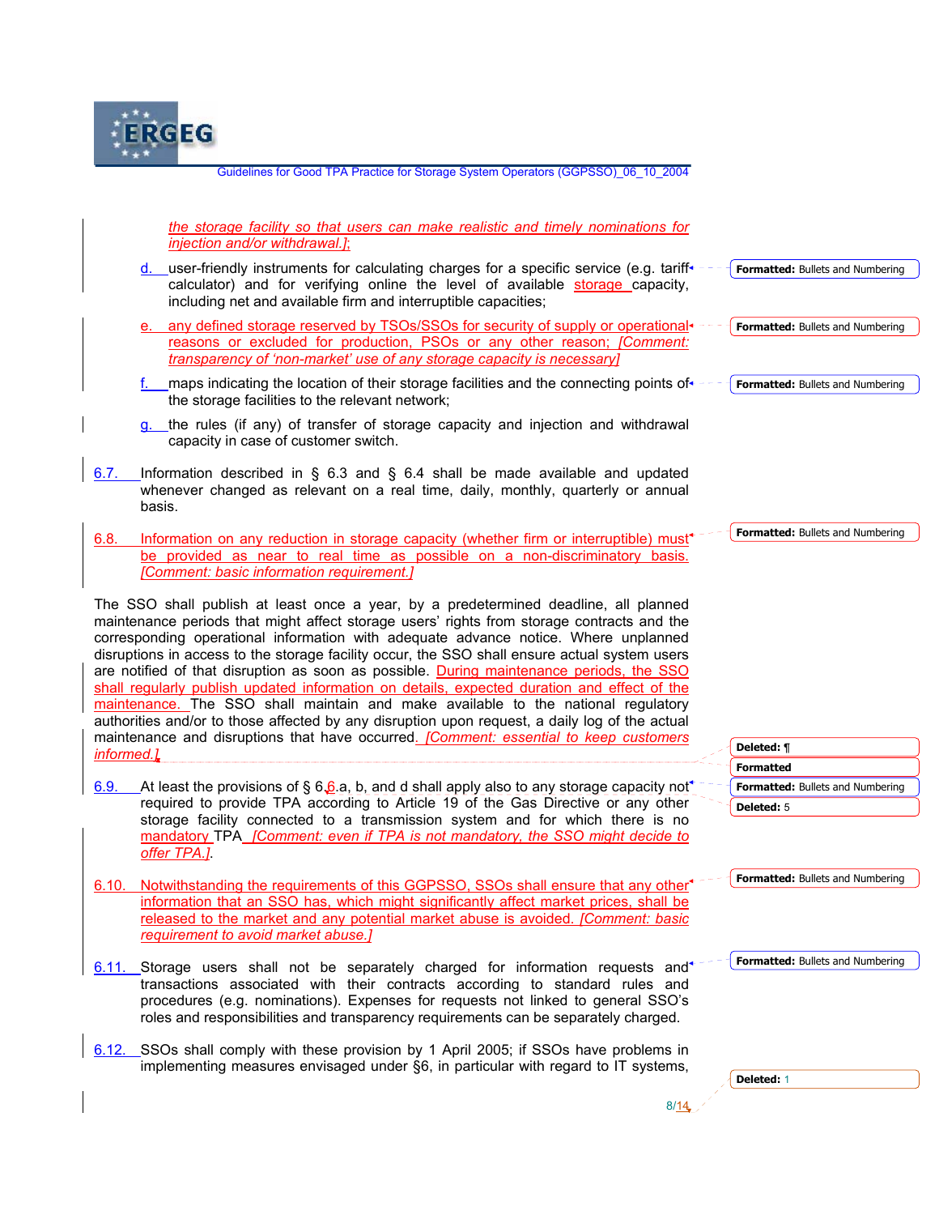the storage facility so that users can make realistic and timely nominations for injection and/or withdrawal.];

d. user-friendly instruments for calculating charges for a specific service (e.g. tariff calculator) and for verifying online the level of available storage capacity, including net and available firm and interruptible capacities;

e. any defined storage reserved by TSOs/SSOs for security of supply or operational reasons or excluded for production, PSOs or any other reason; *[Comment: transparency of 'non-market' use of any storage capacity is necessary]*

f. maps indicating the location of their storage facilities and the connecting points of the storage facilities to the relevant network;

g. the rules (if any) of transfer of storage capacity and injection and withdrawal capacity in case of customer switch.

6.7. Information described in § 6.3 and § 6.4 shall be made available and updated whenever changed as relevant on a real time, daily, monthly, quarterly or annual basis.

6.8. Information on any reduction in storage capacity (whether firm or interruptible) must be provided as near to real time as possible on a non-discriminatory basis. *[Comment: basic information requirement.]*

The SSO shall publish at least once a year, by a predetermined deadline, all planned maintenance periods that might affect storage users' rights from storage contracts and the corresponding operational information with adequate advance notice. Where unplanned disruptions in access to the storage facility occur, the SSO shall ensure actual system users are notified of that disruption as soon as possible. During maintenance periods, the SSO shall regularly publish updated information on details, expected duration and effect of the maintenance. The SSO shall maintain and make available to the national regulatory authorities and/or to those affected by any disruption upon request, a daily log of the actual maintenance and disruptions that have occurred. *[Comment: essential to keep customers informed.]*

6.9. At least the provisions of § 6.6.a, b, and d shall apply also to any storage capacity not required to provide TPA according to Article 19 of the Gas Directive or any other storage facility connected to a transmission system and for which there is no mandatory TPA *[Comment: even if TPA is not mandatory, the SSO might decide to offer TPA.]*.

6.10. Notwithstanding the requirements of this GGPSSO, SSOs shall ensure that any other information that an SSO has, which might significantly affect market prices, shall be released to the market and any potential market abuse is avoided. *[Comment: basic requirement to avoid market abuse.]*

6.11. Storage users shall not be separately charged for information requests and transactions associated with their contracts according to standard rules and procedures (e.g. nominations). Expenses for requests not linked to general SSO's roles and responsibilities and transparency requirements can be separately charged.

6.12. SSOs shall comply with these provision by 1 April 2005; if SSOs have problems in implementing measures envisaged under §6, in particular with regard to IT systems,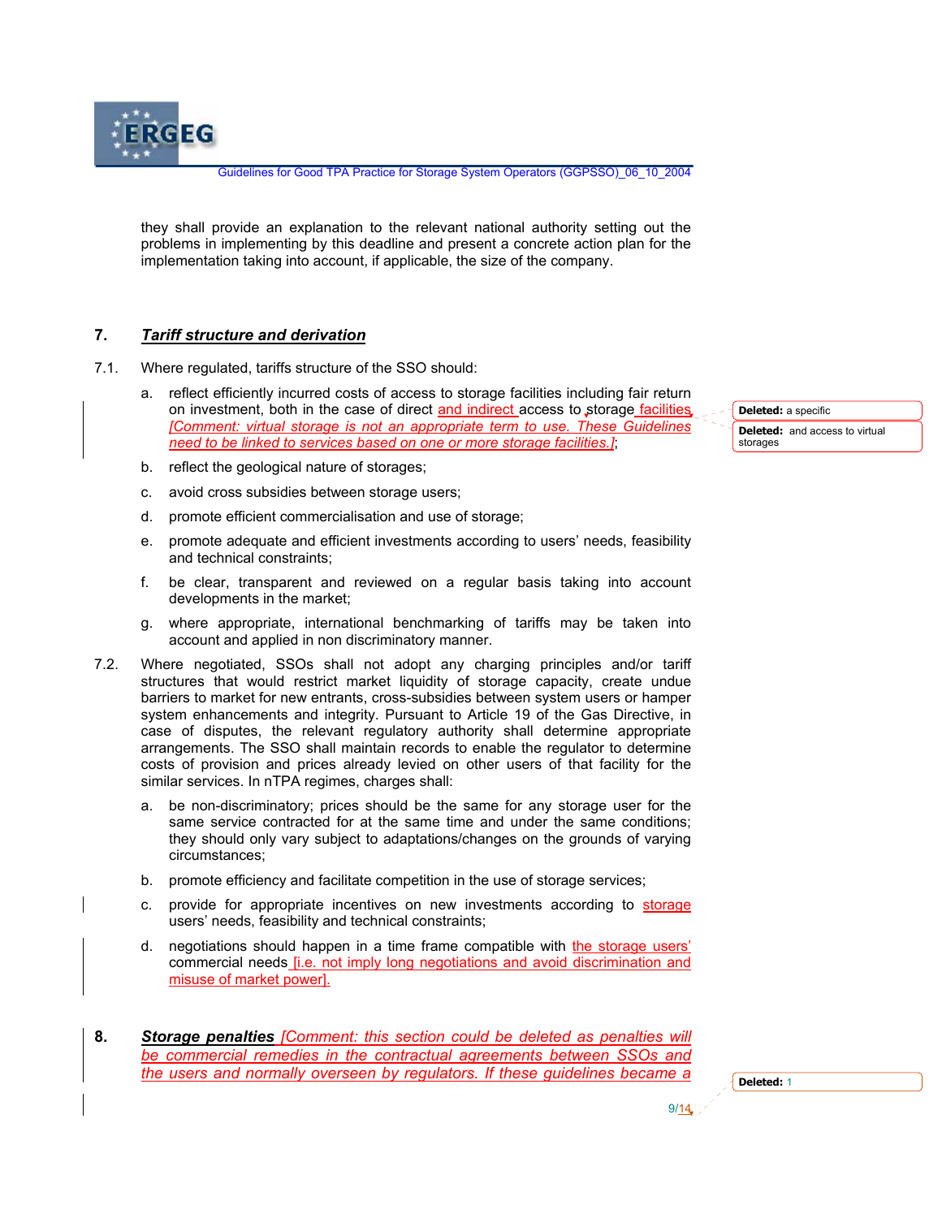they shall provide an explanation to the relevant national authority setting out the problems in implementing by this deadline and present a concrete action plan for the implementation taking into account, if applicable, the size of the company.

## 7. *Tariff structure and derivation*

7.1. Where regulated, tariffs structure of the SSO should:

a. reflect efficiently incurred costs of access to storage facilities including fair return on investment, both in the case of direct and indirect access to storage facilities *[Comment: virtual storage is not an appropriate term to use. These Guidelines need to be linked to services based on one or more storage facilities.]*;

b. reflect the geological nature of storages;

c. avoid cross subsidies between storage users;

d. promote efficient commercialisation and use of storage;

e. promote adequate and efficient investments according to users' needs, feasibility and technical constraints;

f. be clear, transparent and reviewed on a regular basis taking into account developments in the market;

g. where appropriate, international benchmarking of tariffs may be taken into account and applied in non discriminatory manner.

7.2. Where negotiated, SSOs shall not adopt any charging principles and/or tariff structures that would restrict market liquidity of storage capacity, create undue barriers to market for new entrants, cross-subsidies between system users or hamper system enhancements and integrity. Pursuant to Article 19 of the Gas Directive, in case of disputes, the relevant regulatory authority shall determine appropriate arrangements. The SSO shall maintain records to enable the regulator to determine costs of provision and prices already levied on other users of that facility for the similar services. In nTPA regimes, charges shall:

a. be non-discriminatory; prices should be the same for any storage user for the same service contracted for at the same time and under the same conditions; they should only vary subject to adaptations/changes on the grounds of varying circumstances;

b. promote efficiency and facilitate competition in the use of storage services;

c. provide for appropriate incentives on new investments according to storage users' needs, feasibility and technical constraints;

d. negotiations should happen in a time frame compatible with the storage users' commercial needs [i.e. not imply long negotiations and avoid discrimination and misuse of market power].

## 8. *Storage penalties* *[Comment: this section could be deleted as penalties will be commercial remedies in the contractual agreements between SSOs and the users and normally overseen by regulators. If these guidelines became a*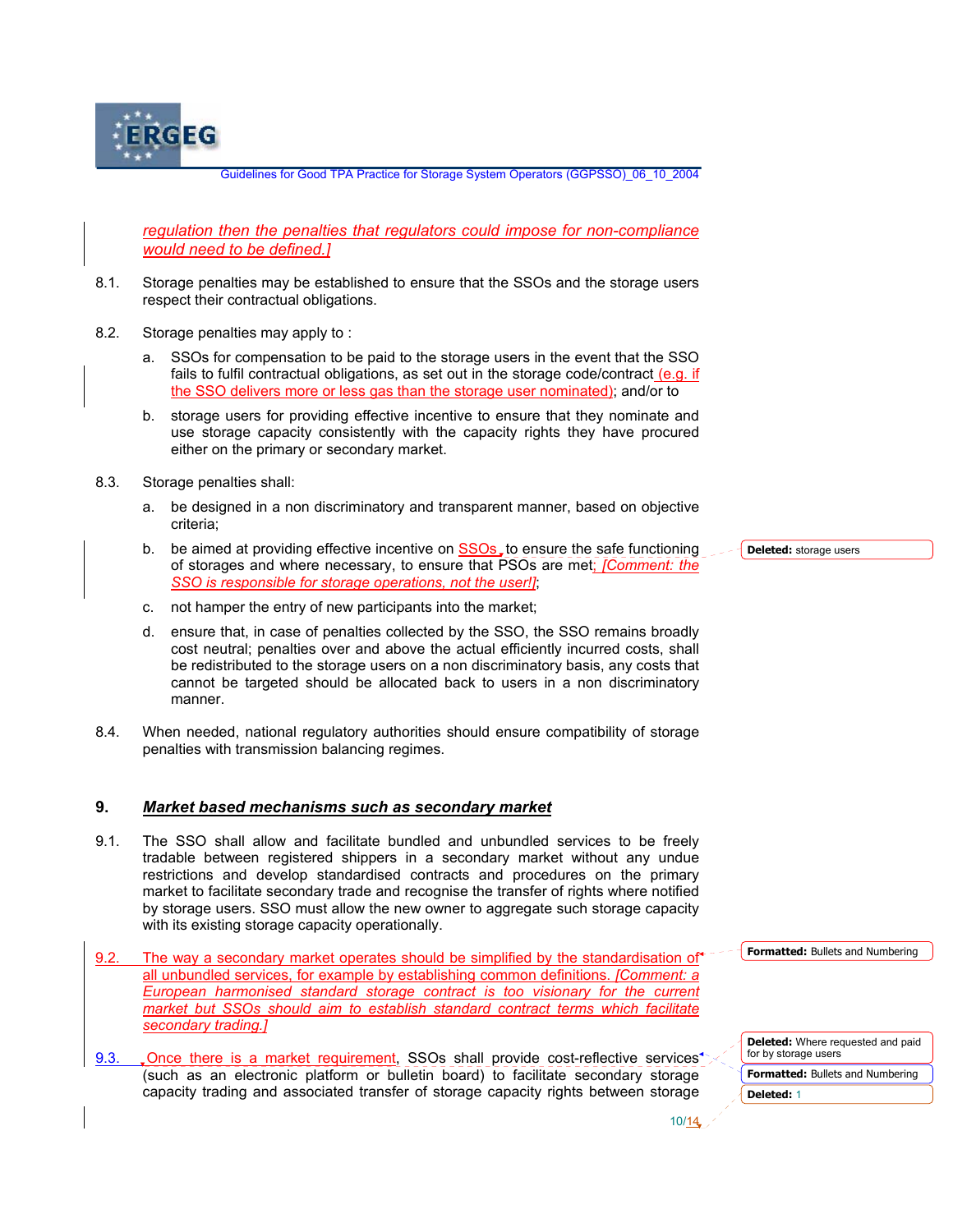*regulation then the penalties that regulators could impose for non-compliance would need to be defined.]*

8.1. Storage penalties may be established to ensure that the SSOs and the storage users respect their contractual obligations.

8.2. Storage penalties may apply to :

a. SSOs for compensation to be paid to the storage users in the event that the SSO fails to fulfil contractual obligations, as set out in the storage code/contract (e.g. if the SSO delivers more or less gas than the storage user nominated); and/or to

b. storage users for providing effective incentive to ensure that they nominate and use storage capacity consistently with the capacity rights they have procured either on the primary or secondary market.

8.3. Storage penalties shall:

a. be designed in a non discriminatory and transparent manner, based on objective criteria;

b. be aimed at providing effective incentive on SSOs to ensure the safe functioning of storages and where necessary, to ensure that PSOs are met; *[Comment: the SSO is responsible for storage operations, not the user!]*;

c. not hamper the entry of new participants into the market;

d. ensure that, in case of penalties collected by the SSO, the SSO remains broadly cost neutral; penalties over and above the actual efficiently incurred costs, shall be redistributed to the storage users on a non discriminatory basis, any costs that cannot be targeted should be allocated back to users in a non discriminatory manner.

8.4. When needed, national regulatory authorities should ensure compatibility of storage penalties with transmission balancing regimes.

## 9. *Market based mechanisms such as secondary market*

9.1. The SSO shall allow and facilitate bundled and unbundled services to be freely tradable between registered shippers in a secondary market without any undue restrictions and develop standardised contracts and procedures on the primary market to facilitate secondary trade and recognise the transfer of rights where notified by storage users. SSO must allow the new owner to aggregate such storage capacity with its existing storage capacity operationally.

9.2. The way a secondary market operates should be simplified by the standardisation of all unbundled services, for example by establishing common definitions. *[Comment: a European harmonised standard storage contract is too visionary for the current market but SSOs should aim to establish standard contract terms which facilitate secondary trading.]*

9.3. Once there is a market requirement, SSOs shall provide cost-reflective services (such as an electronic platform or bulletin board) to facilitate secondary storage capacity trading and associated transfer of storage capacity rights between storage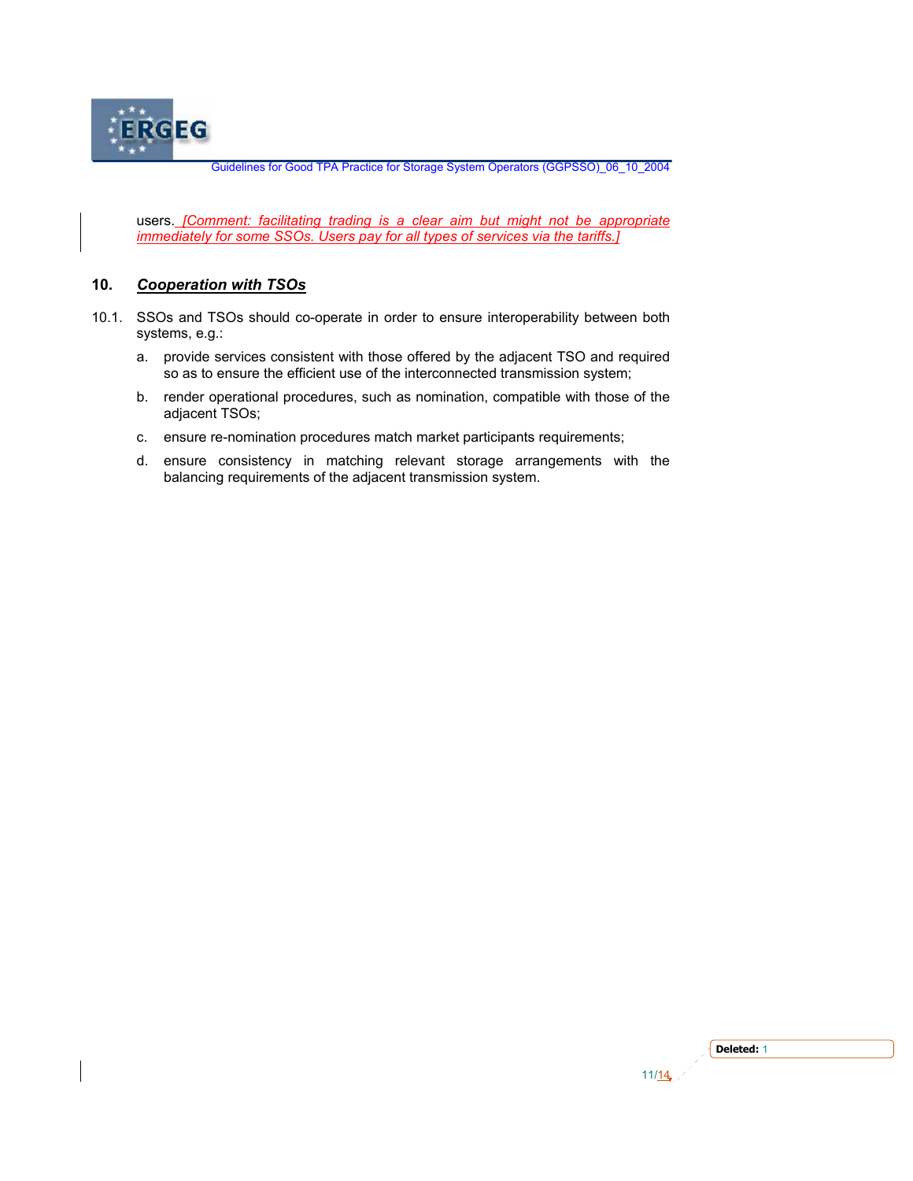users. *[Comment: facilitating trading is a clear aim but might not be appropriate immediately for some SSOs. Users pay for all types of services via the tariffs.]*

## 10. *Cooperation with TSOs*

10.1. SSOs and TSOs should co-operate in order to ensure interoperability between both systems, e.g.:

a. provide services consistent with those offered by the adjacent TSO and required so as to ensure the efficient use of the interconnected transmission system;

b. render operational procedures, such as nomination, compatible with those of the adjacent TSOs;

c. ensure re-nomination procedures match market participants requirements;

d. ensure consistency in matching relevant storage arrangements with the balancing requirements of the adjacent transmission system.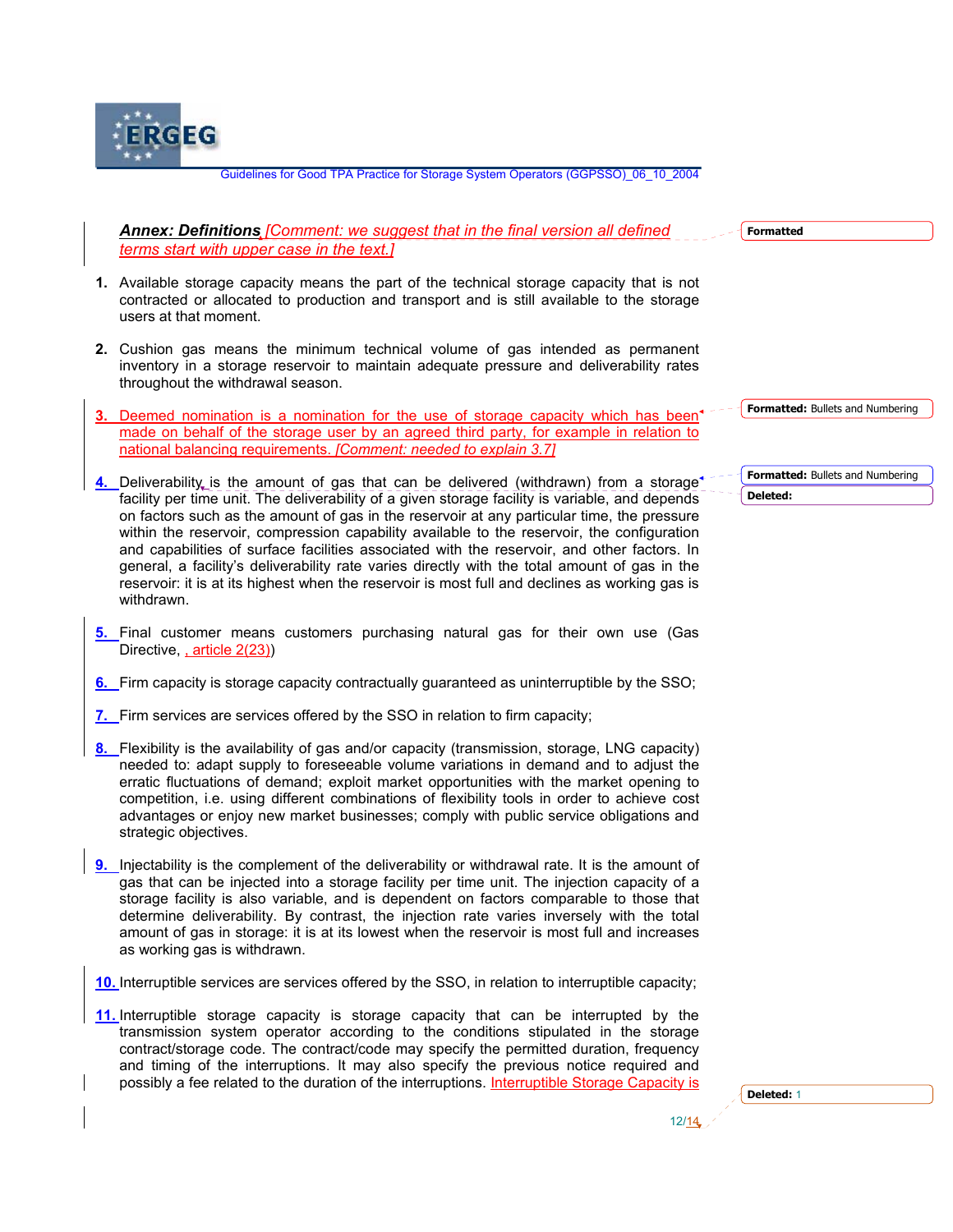## *Annex: Definitions* *[Comment: we suggest that in the final version all defined terms start with upper case in the text.]*

1. Available storage capacity means the part of the technical storage capacity that is not contracted or allocated to production and transport and is still available to the storage users at that moment.

2. Cushion gas means the minimum technical volume of gas intended as permanent inventory in a storage reservoir to maintain adequate pressure and deliverability rates throughout the withdrawal season.

3. Deemed nomination is a nomination for the use of storage capacity which has been made on behalf of the storage user by an agreed third party, for example in relation to national balancing requirements. *[Comment: needed to explain 3.7]*

4. Deliverability is the amount of gas that can be delivered (withdrawn) from a storage facility per time unit. The deliverability of a given storage facility is variable, and depends on factors such as the amount of gas in the reservoir at any particular time, the pressure within the reservoir, compression capability available to the reservoir, the configuration and capabilities of surface facilities associated with the reservoir, and other factors. In general, a facility's deliverability rate varies directly with the total amount of gas in the reservoir: it is at its highest when the reservoir is most full and declines as working gas is withdrawn.

5. Final customer means customers purchasing natural gas for their own use (Gas Directive, , article 2(23))

6. Firm capacity is storage capacity contractually guaranteed as uninterruptible by the SSO;

7. Firm services are services offered by the SSO in relation to firm capacity;

8. Flexibility is the availability of gas and/or capacity (transmission, storage, LNG capacity) needed to: adapt supply to foreseeable volume variations in demand and to adjust the erratic fluctuations of demand; exploit market opportunities with the market opening to competition, i.e. using different combinations of flexibility tools in order to achieve cost advantages or enjoy new market businesses; comply with public service obligations and strategic objectives.

9. Injectability is the complement of the deliverability or withdrawal rate. It is the amount of gas that can be injected into a storage facility per time unit. The injection capacity of a storage facility is also variable, and is dependent on factors comparable to those that determine deliverability. By contrast, the injection rate varies inversely with the total amount of gas in storage: it is at its lowest when the reservoir is most full and increases as working gas is withdrawn.

10. Interruptible services are services offered by the SSO, in relation to interruptible capacity;

11. Interruptible storage capacity is storage capacity that can be interrupted by the transmission system operator according to the conditions stipulated in the storage contract/storage code. The contract/code may specify the permitted duration, frequency and timing of the interruptions. It may also specify the previous notice required and possibly a fee related to the duration of the interruptions. Interruptible Storage Capacity is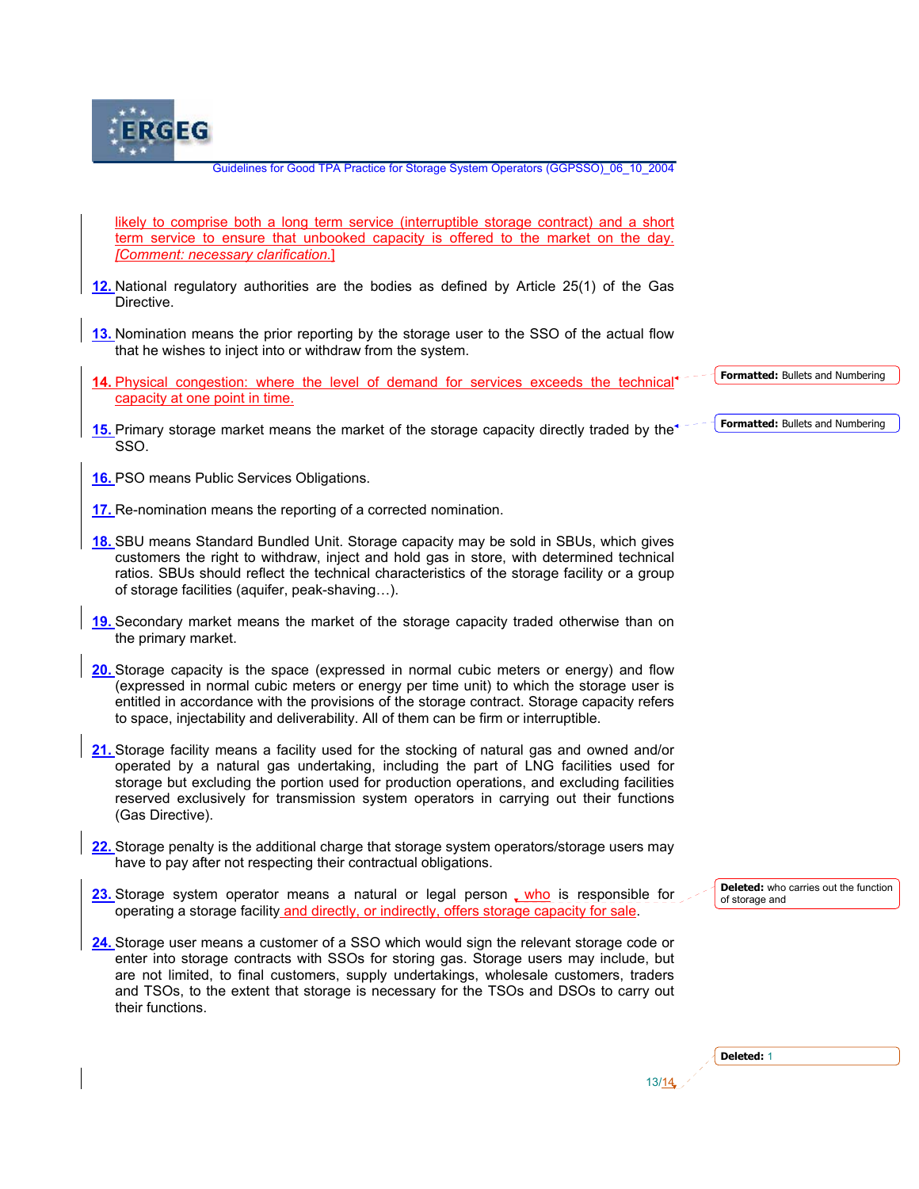likely to comprise both a long term service (interruptible storage contract) and a short term service to ensure that unbooked capacity is offered to the market on the day. *[Comment: necessary clarification.]*

12. National regulatory authorities are the bodies as defined by Article 25(1) of the Gas Directive.

13. Nomination means the prior reporting by the storage user to the SSO of the actual flow that he wishes to inject into or withdraw from the system.

14. Physical congestion: where the level of demand for services exceeds the technical capacity at one point in time.

15. Primary storage market means the market of the storage capacity directly traded by the SSO.

16. PSO means Public Services Obligations.

17. Re-nomination means the reporting of a corrected nomination.

18. SBU means Standard Bundled Unit. Storage capacity may be sold in SBUs, which gives customers the right to withdraw, inject and hold gas in store, with determined technical ratios. SBUs should reflect the technical characteristics of the storage facility or a group of storage facilities (aquifer, peak-shaving…).

19. Secondary market means the market of the storage capacity traded otherwise than on the primary market.

20. Storage capacity is the space (expressed in normal cubic meters or energy) and flow (expressed in normal cubic meters or energy per time unit) to which the storage user is entitled in accordance with the provisions of the storage contract. Storage capacity refers to space, injectability and deliverability. All of them can be firm or interruptible.

21. Storage facility means a facility used for the stocking of natural gas and owned and/or operated by a natural gas undertaking, including the part of LNG facilities used for storage but excluding the portion used for production operations, and excluding facilities reserved exclusively for transmission system operators in carrying out their functions (Gas Directive).

22. Storage penalty is the additional charge that storage system operators/storage users may have to pay after not respecting their contractual obligations.

23. Storage system operator means a natural or legal person who is responsible for operating a storage facility and directly, or indirectly, offers storage capacity for sale.

24. Storage user means a customer of a SSO which would sign the relevant storage code or enter into storage contracts with SSOs for storing gas. Storage users may include, but are not limited, to final customers, supply undertakings, wholesale customers, traders and TSOs, to the extent that storage is necessary for the TSOs and DSOs to carry out their functions.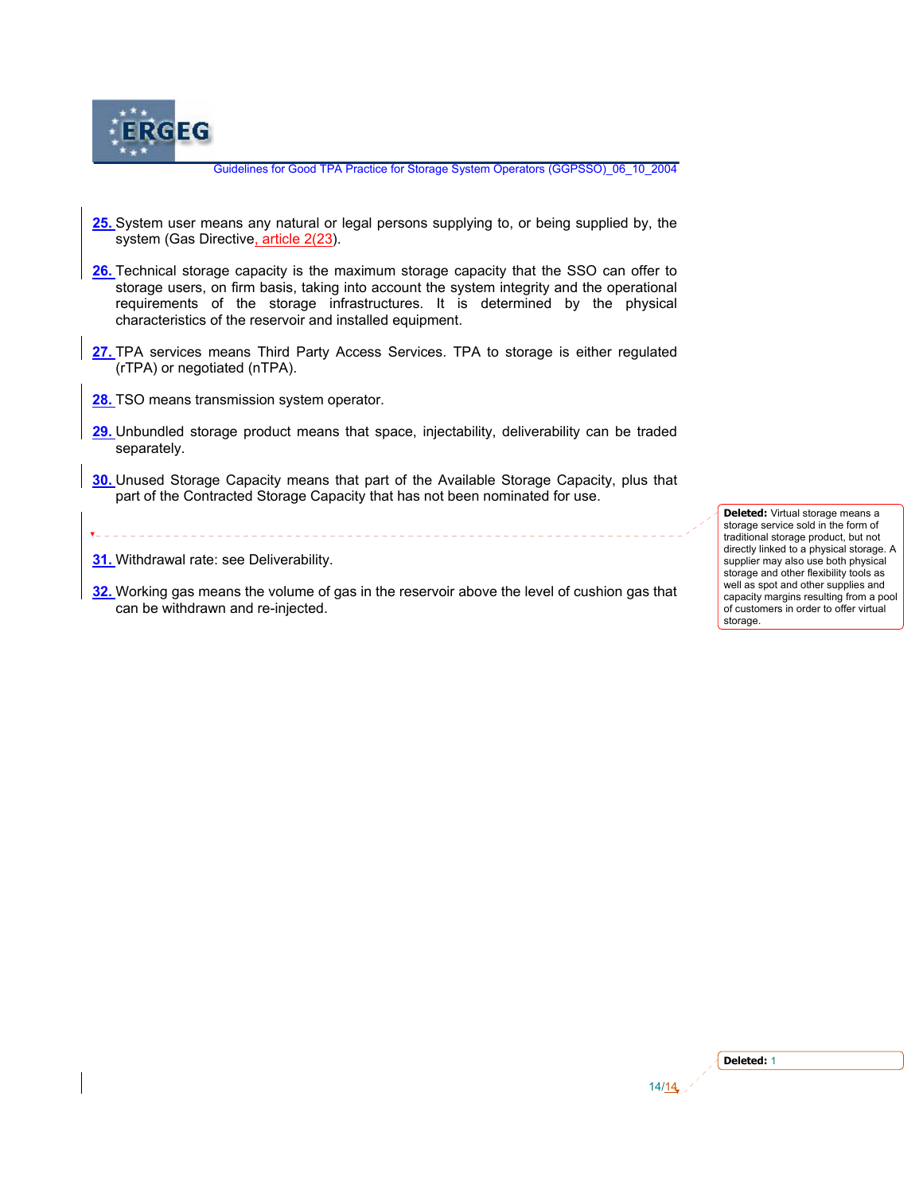25. System user means any natural or legal persons supplying to, or being supplied by, the system (Gas Directive, article 2(23)).

26. Technical storage capacity is the maximum storage capacity that the SSO can offer to storage users, on firm basis, taking into account the system integrity and the operational requirements of the storage infrastructures. It is determined by the physical characteristics of the reservoir and installed equipment.

27. TPA services means Third Party Access Services. TPA to storage is either regulated (rTPA) or negotiated (nTPA).

28. TSO means transmission system operator.

29. Unbundled storage product means that space, injectability, deliverability can be traded separately.

30. Unused Storage Capacity means that part of the Available Storage Capacity, plus that part of the Contracted Storage Capacity that has not been nominated for use.

31. Withdrawal rate: see Deliverability.

32. Working gas means the volume of gas in the reservoir above the level of cushion gas that can be withdrawn and re-injected.

**Deleted:** Virtual storage means a storage service sold in the form of traditional storage product, but not directly linked to a physical storage. A supplier may also use both physical storage and other flexibility tools as well as spot and other supplies and capacity margins resulting from a pool of customers in order to offer virtual storage.